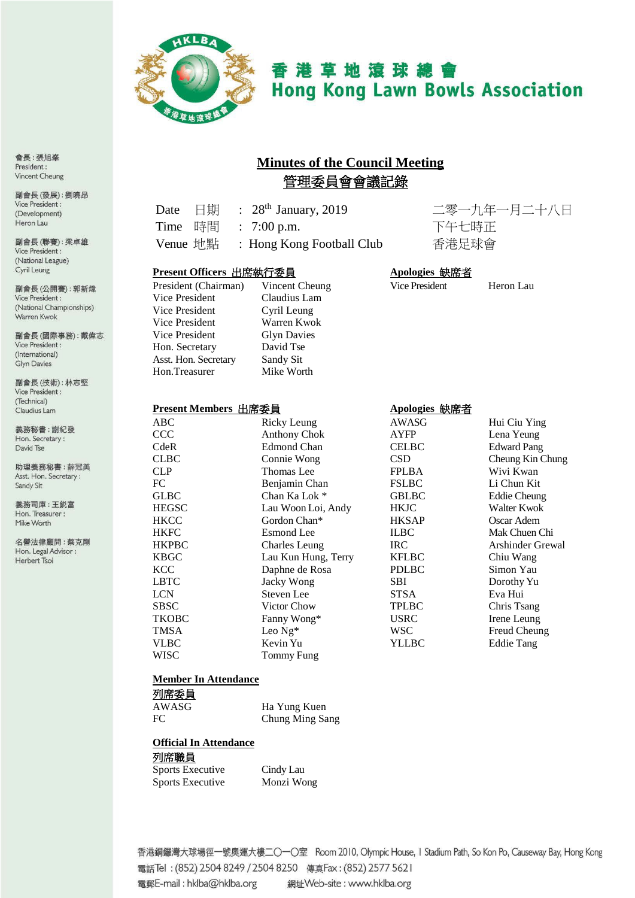香 港 草 地 滾 球 總 會
Hong Kong Lawn Bowls Association

會長：張旭崋
President :
Vincent Cheung

副會長 (發展)：劉曉昂
Vice President :
(Development)
Heron Lau

副會長 (聯賽)：梁卓雄
Vice President :
(National League)
Cyril Leung

副會長 (公開賽)：郭新煒
Vice President :
(National Championships)
Warren Kwok

副會長 (國際事務)：戴偉志
Vice President :
(International)
Glyn Davies

副會長 (技術)：林志堅
Vice President :
(Technical)
Claudius Lam

義務秘書：謝紀發
Hon. Secretary :
David Tse

助理義務秘書：薛冠美
Asst. Hon. Secretary :
Sandy Sit

義務司庫：王銳富
Hon. Treasurer :
Mike Worth

名譽法律顧問：蔡克剛
Hon. Legal Advisor :
Herbert Tsoi

# Minutes of the Council Meeting
# 管理委員會會議記錄

| | | | |
|---|---|---|---|
| Date | 日期 | : 28th January, 2019 | 二零一九年一月二十八日 |
| Time | 時間 | : 7:00 p.m. | 下午七時正 |
| Venue | 地點 | : Hong Kong Football Club | 香港足球會 |

**Present Officers 出席執行委員**

| | |
|---|---|
| President (Chairman) | Vincent Cheung |
| Vice President | Claudius Lam |
| Vice President | Cyril Leung |
| Vice President | Warren Kwok |
| Vice President | Glyn Davies |
| Hon. Secretary | David Tse |
| Asst. Hon. Secretary | Sandy Sit |
| Hon.Treasurer | Mike Worth |

**Apologies 缺席者**

| | |
|---|---|
| Vice President | Heron Lau |

**Present Members 出席委員**

| | |
|---|---|
| ABC | Ricky Leung |
| CCC | Anthony Chok |
| CdeR | Edmond Chan |
| CLBC | Connie Wong |
| CLP | Thomas Lee |
| FC | Benjamin Chan |
| GLBC | Chan Ka Lok * |
| HEGSC | Lau Woon Loi, Andy |
| HKCC | Gordon Chan* |
| HKFC | Esmond Lee |
| HKPBC | Charles Leung |
| KBGC | Lau Kun Hung, Terry |
| KCC | Daphne de Rosa |
| LBTC | Jacky Wong |
| LCN | Steven Lee |
| SBSC | Victor Chow |
| TKOBC | Fanny Wong* |
| TMSA | Leo Ng* |
| VLBC | Kevin Yu |
| WISC | Tommy Fung |

**Apologies 缺席者**

| | |
|---|---|
| AWASG | Hui Ciu Ying |
| AYFP | Lena Yeung |
| CELBC | Edward Pang |
| CSD | Cheung Kin Chung |
| FPLBA | Wivi Kwan |
| FSLBC | Li Chun Kit |
| GBLBC | Eddie Cheung |
| HKJC | Walter Kwok |
| HKSAP | Oscar Adem |
| ILBC | Mak Chuen Chi |
| IRC | Arshinder Grewal |
| KFLBC | Chiu Wang |
| PDLBC | Simon Yau |
| SBI | Dorothy Yu |
| STSA | Eva Hui |
| TPLBC | Chris Tsang |
| USRC | Irene Leung |
| WSC | Freud Cheung |
| YLLBC | Eddie Tang |

**Member In Attendance**
**列席委員**

| | |
|---|---|
| AWASG | Ha Yung Kuen |
| FC | Chung Ming Sang |

**Official In Attendance**
**列席職員**

| | |
|---|---|
| Sports Executive | Cindy Lau |
| Sports Executive | Monzi Wong |

香港銅鑼灣大球場徑一號奧運大樓二〇一〇室 Room 2010, Olympic House, 1 Stadium Path, So Kon Po, Causeway Bay, Hong Kong
電話Tel : (852) 2504 8249 / 2504 8250 傳真Fax : (852) 2577 5621
電郵E-mail : hklba@hklba.org 網址Web-site : www.hklba.org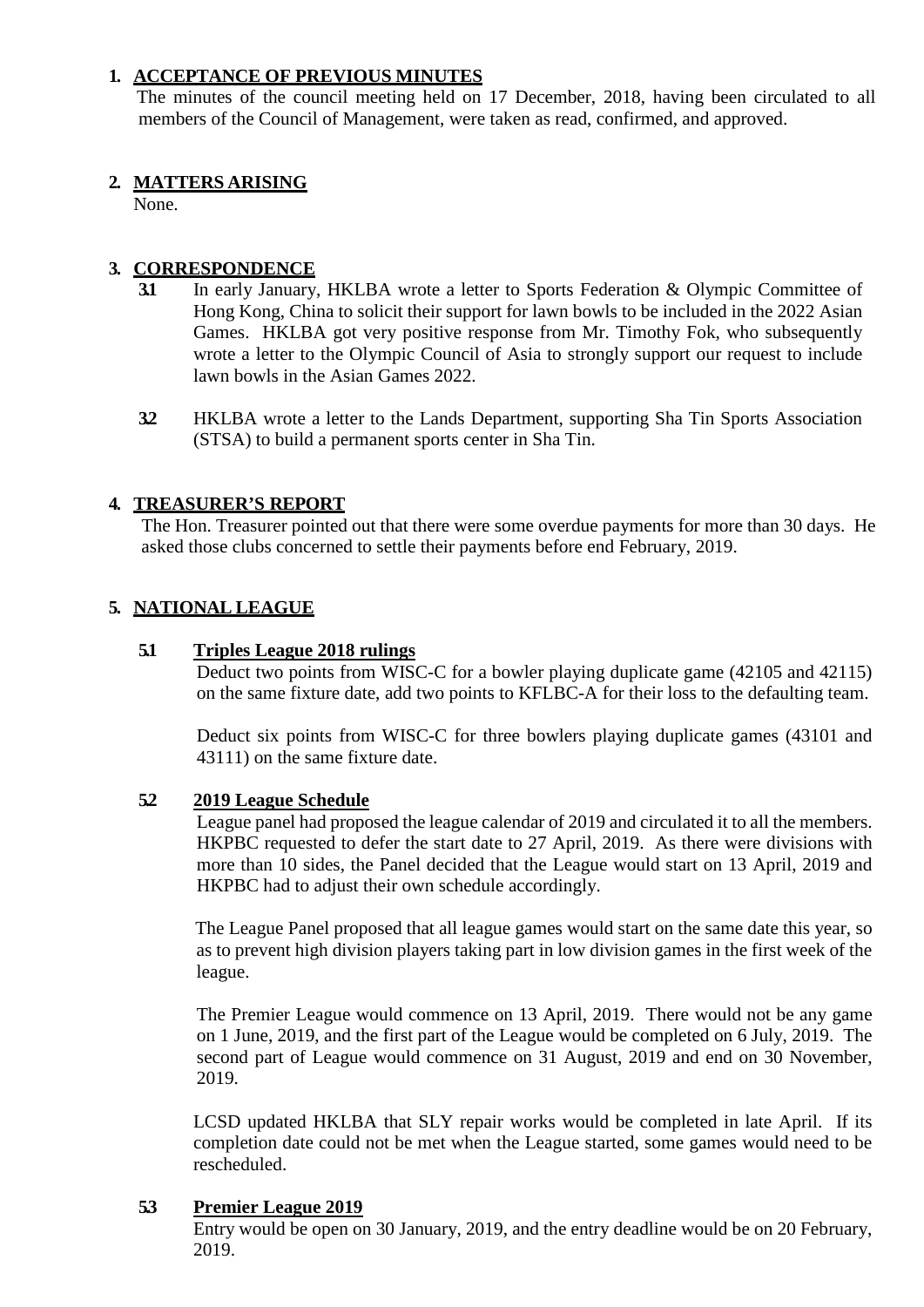## 1. ACCEPTANCE OF PREVIOUS MINUTES

The minutes of the council meeting held on 17 December, 2018, having been circulated to all members of the Council of Management, were taken as read, confirmed, and approved.

## 2. MATTERS ARISING

None.

## 3. CORRESPONDENCE

**3.1** In early January, HKLBA wrote a letter to Sports Federation & Olympic Committee of Hong Kong, China to solicit their support for lawn bowls to be included in the 2022 Asian Games. HKLBA got very positive response from Mr. Timothy Fok, who subsequently wrote a letter to the Olympic Council of Asia to strongly support our request to include lawn bowls in the Asian Games 2022.

**3.2** HKLBA wrote a letter to the Lands Department, supporting Sha Tin Sports Association (STSA) to build a permanent sports center in Sha Tin.

## 4. TREASURER'S REPORT

The Hon. Treasurer pointed out that there were some overdue payments for more than 30 days. He asked those clubs concerned to settle their payments before end February, 2019.

## 5. NATIONAL LEAGUE

### 5.1 Triples League 2018 rulings

Deduct two points from WISC-C for a bowler playing duplicate game (42105 and 42115) on the same fixture date, add two points to KFLBC-A for their loss to the defaulting team.

Deduct six points from WISC-C for three bowlers playing duplicate games (43101 and 43111) on the same fixture date.

### 5.2 2019 League Schedule

League panel had proposed the league calendar of 2019 and circulated it to all the members. HKPBC requested to defer the start date to 27 April, 2019. As there were divisions with more than 10 sides, the Panel decided that the League would start on 13 April, 2019 and HKPBC had to adjust their own schedule accordingly.

The League Panel proposed that all league games would start on the same date this year, so as to prevent high division players taking part in low division games in the first week of the league.

The Premier League would commence on 13 April, 2019. There would not be any game on 1 June, 2019, and the first part of the League would be completed on 6 July, 2019. The second part of League would commence on 31 August, 2019 and end on 30 November, 2019.

LCSD updated HKLBA that SLY repair works would be completed in late April. If its completion date could not be met when the League started, some games would need to be rescheduled.

### 5.3 Premier League 2019

Entry would be open on 30 January, 2019, and the entry deadline would be on 20 February, 2019.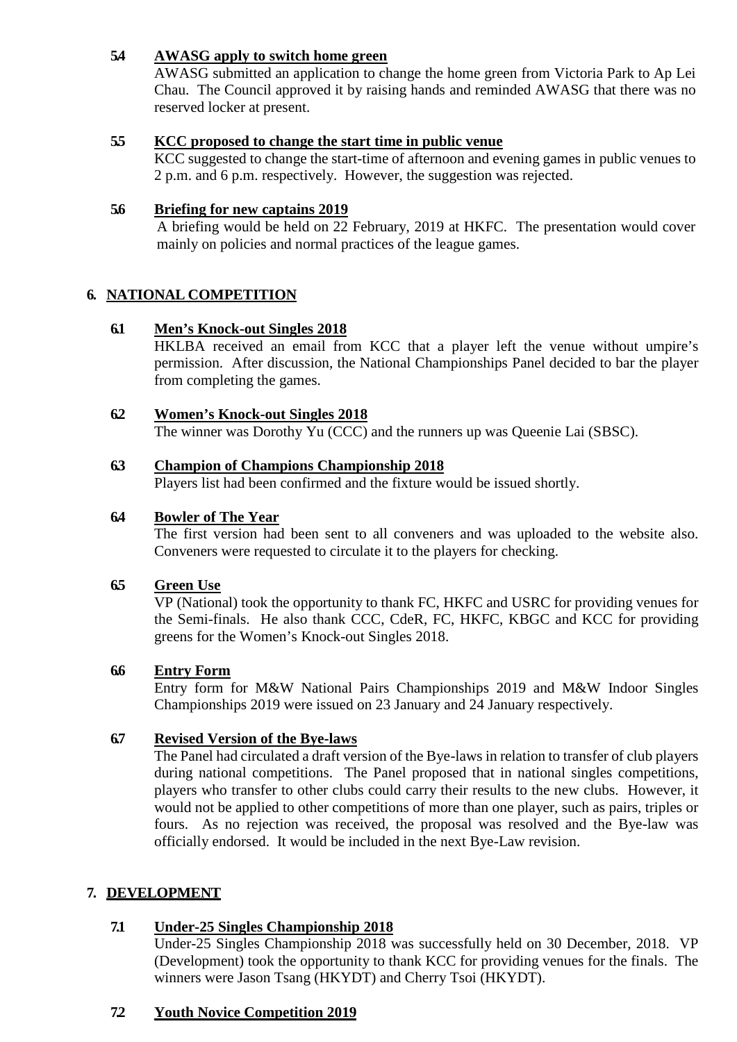### 5.4 AWASG apply to switch home green

AWASG submitted an application to change the home green from Victoria Park to Ap Lei Chau. The Council approved it by raising hands and reminded AWASG that there was no reserved locker at present.

### 5.5 KCC proposed to change the start time in public venue

KCC suggested to change the start-time of afternoon and evening games in public venues to 2 p.m. and 6 p.m. respectively. However, the suggestion was rejected.

### 5.6 Briefing for new captains 2019

A briefing would be held on 22 February, 2019 at HKFC. The presentation would cover mainly on policies and normal practices of the league games.

## 6. NATIONAL COMPETITION

### 6.1 Men's Knock-out Singles 2018

HKLBA received an email from KCC that a player left the venue without umpire's permission. After discussion, the National Championships Panel decided to bar the player from completing the games.

### 6.2 Women's Knock-out Singles 2018

The winner was Dorothy Yu (CCC) and the runners up was Queenie Lai (SBSC).

### 6.3 Champion of Champions Championship 2018

Players list had been confirmed and the fixture would be issued shortly.

### 6.4 Bowler of The Year

The first version had been sent to all conveners and was uploaded to the website also. Conveners were requested to circulate it to the players for checking.

### 6.5 Green Use

VP (National) took the opportunity to thank FC, HKFC and USRC for providing venues for the Semi-finals. He also thank CCC, CdeR, FC, HKFC, KBGC and KCC for providing greens for the Women's Knock-out Singles 2018.

### 6.6 Entry Form

Entry form for M&W National Pairs Championships 2019 and M&W Indoor Singles Championships 2019 were issued on 23 January and 24 January respectively.

### 6.7 Revised Version of the Bye-laws

The Panel had circulated a draft version of the Bye-laws in relation to transfer of club players during national competitions. The Panel proposed that in national singles competitions, players who transfer to other clubs could carry their results to the new clubs. However, it would not be applied to other competitions of more than one player, such as pairs, triples or fours. As no rejection was received, the proposal was resolved and the Bye-law was officially endorsed. It would be included in the next Bye-Law revision.

## 7. DEVELOPMENT

### 7.1 Under-25 Singles Championship 2018

Under-25 Singles Championship 2018 was successfully held on 30 December, 2018. VP (Development) took the opportunity to thank KCC for providing venues for the finals. The winners were Jason Tsang (HKYDT) and Cherry Tsoi (HKYDT).

### 7.2 Youth Novice Competition 2019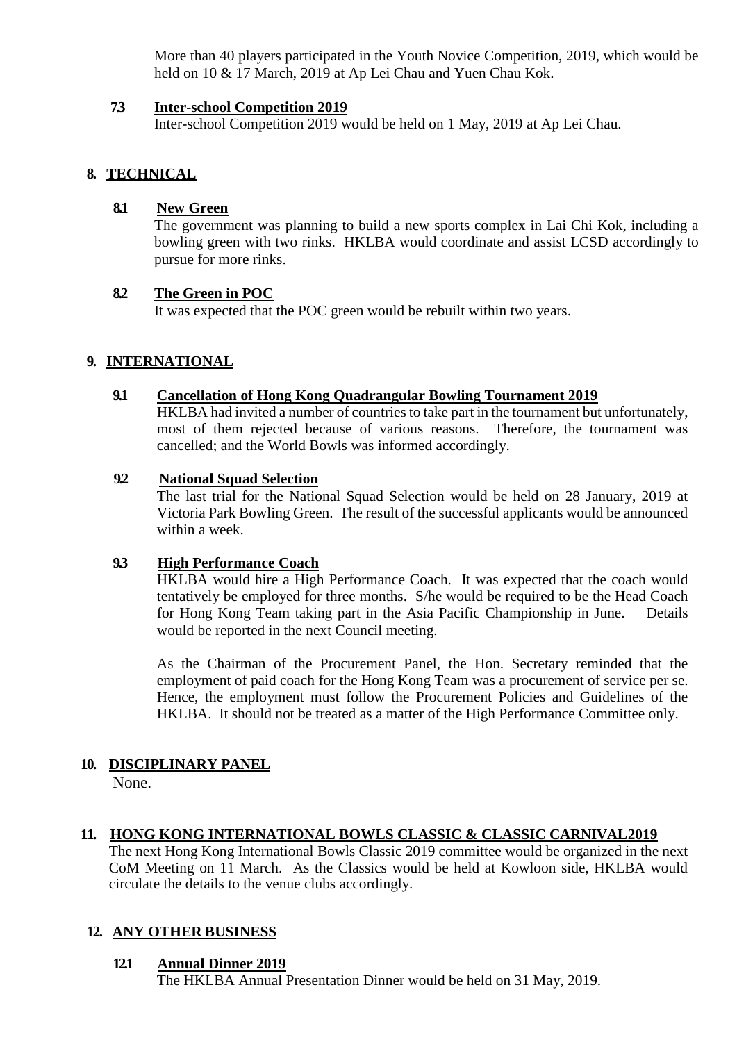More than 40 players participated in the Youth Novice Competition, 2019, which would be held on 10 & 17 March, 2019 at Ap Lei Chau and Yuen Chau Kok.

### 7.3 Inter-school Competition 2019

Inter-school Competition 2019 would be held on 1 May, 2019 at Ap Lei Chau.

## 8. TECHNICAL

### 8.1 New Green

The government was planning to build a new sports complex in Lai Chi Kok, including a bowling green with two rinks. HKLBA would coordinate and assist LCSD accordingly to pursue for more rinks.

### 8.2 The Green in POC

It was expected that the POC green would be rebuilt within two years.

## 9. INTERNATIONAL

### 9.1 Cancellation of Hong Kong Quadrangular Bowling Tournament 2019

HKLBA had invited a number of countries to take part in the tournament but unfortunately, most of them rejected because of various reasons. Therefore, the tournament was cancelled; and the World Bowls was informed accordingly.

### 9.2 National Squad Selection

The last trial for the National Squad Selection would be held on 28 January, 2019 at Victoria Park Bowling Green. The result of the successful applicants would be announced within a week.

### 9.3 High Performance Coach

HKLBA would hire a High Performance Coach. It was expected that the coach would tentatively be employed for three months. S/he would be required to be the Head Coach for Hong Kong Team taking part in the Asia Pacific Championship in June. Details would be reported in the next Council meeting.

As the Chairman of the Procurement Panel, the Hon. Secretary reminded that the employment of paid coach for the Hong Kong Team was a procurement of service per se. Hence, the employment must follow the Procurement Policies and Guidelines of the HKLBA. It should not be treated as a matter of the High Performance Committee only.

## 10. DISCIPLINARY PANEL

None.

## 11. HONG KONG INTERNATIONAL BOWLS CLASSIC & CLASSIC CARNIVAL2019

The next Hong Kong International Bowls Classic 2019 committee would be organized in the next CoM Meeting on 11 March. As the Classics would be held at Kowloon side, HKLBA would circulate the details to the venue clubs accordingly.

## 12. ANY OTHER BUSINESS

### 12.1 Annual Dinner 2019

The HKLBA Annual Presentation Dinner would be held on 31 May, 2019.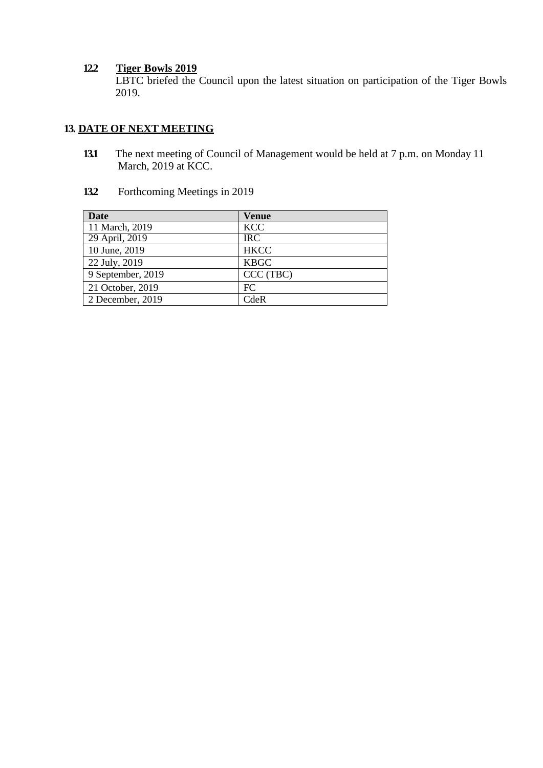**12.2 Tiger Bowls 2019**

LBTC briefed the Council upon the latest situation on participation of the Tiger Bowls 2019.

## 13. DATE OF NEXT MEETING

**13.1** The next meeting of Council of Management would be held at 7 p.m. on Monday 11 March, 2019 at KCC.

**13.2** Forthcoming Meetings in 2019

| Date | Venue |
|---|---|
| 11 March, 2019 | KCC |
| 29 April, 2019 | IRC |
| 10 June, 2019 | HKCC |
| 22 July, 2019 | KBGC |
| 9 September, 2019 | CCC (TBC) |
| 21 October, 2019 | FC |
| 2 December, 2019 | CdeR |